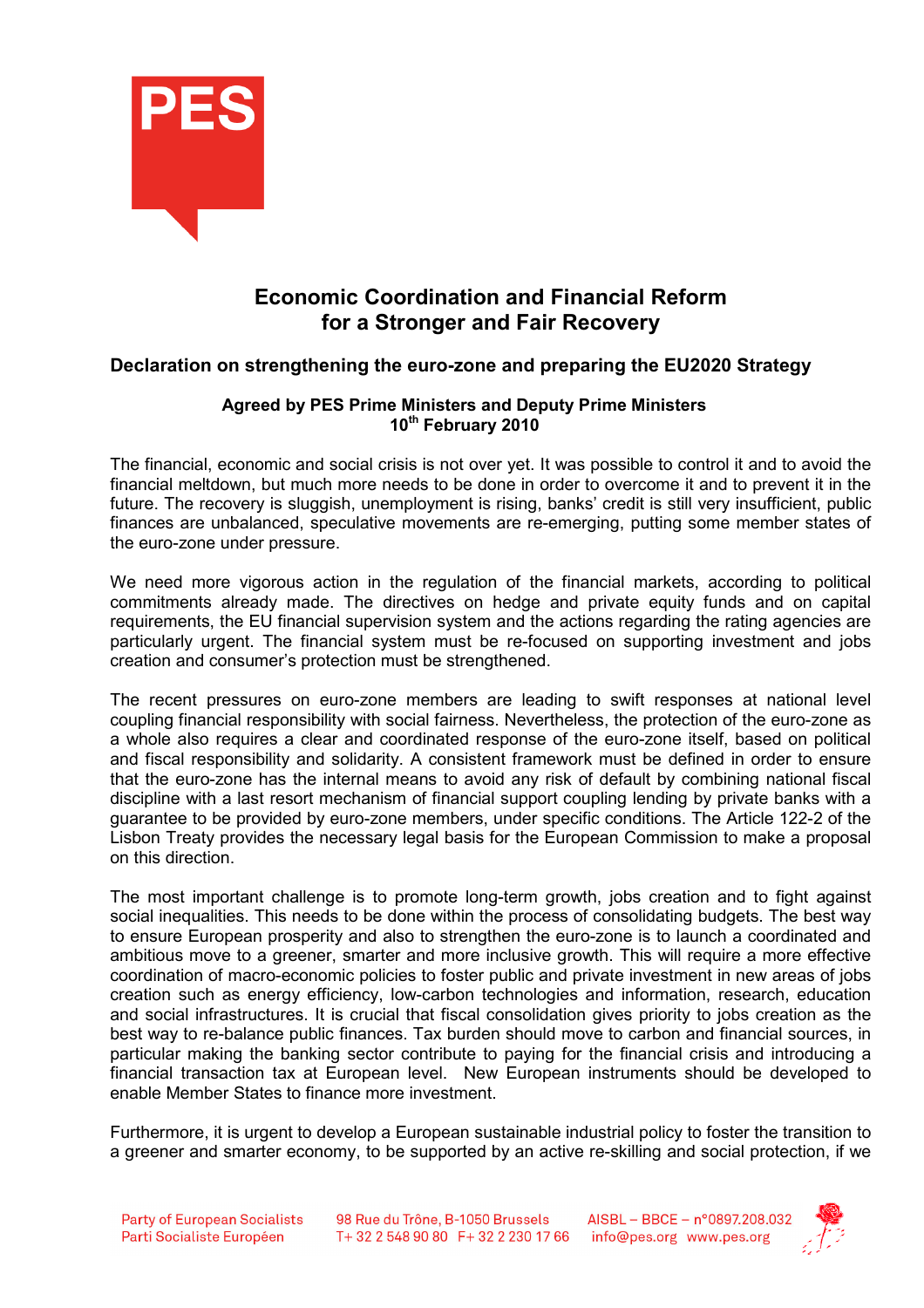PES

# Economic Coordination and Financial Reform for a Stronger and Fair Recovery

## Declaration on strengthening the euro-zone and preparing the EU2020 Strategy

**Agreed by PES Prime Ministers and Deputy Prime Ministers**
**10th February 2010**

The financial, economic and social crisis is not over yet. It was possible to control it and to avoid the financial meltdown, but much more needs to be done in order to overcome it and to prevent it in the future. The recovery is sluggish, unemployment is rising, banks' credit is still very insufficient, public finances are unbalanced, speculative movements are re-emerging, putting some member states of the euro-zone under pressure.

We need more vigorous action in the regulation of the financial markets, according to political commitments already made. The directives on hedge and private equity funds and on capital requirements, the EU financial supervision system and the actions regarding the rating agencies are particularly urgent. The financial system must be re-focused on supporting investment and jobs creation and consumer's protection must be strengthened.

The recent pressures on euro-zone members are leading to swift responses at national level coupling financial responsibility with social fairness. Nevertheless, the protection of the euro-zone as a whole also requires a clear and coordinated response of the euro-zone itself, based on political and fiscal responsibility and solidarity. A consistent framework must be defined in order to ensure that the euro-zone has the internal means to avoid any risk of default by combining national fiscal discipline with a last resort mechanism of financial support coupling lending by private banks with a guarantee to be provided by euro-zone members, under specific conditions. The Article 122-2 of the Lisbon Treaty provides the necessary legal basis for the European Commission to make a proposal on this direction.

The most important challenge is to promote long-term growth, jobs creation and to fight against social inequalities. This needs to be done within the process of consolidating budgets. The best way to ensure European prosperity and also to strengthen the euro-zone is to launch a coordinated and ambitious move to a greener, smarter and more inclusive growth. This will require a more effective coordination of macro-economic policies to foster public and private investment in new areas of jobs creation such as energy efficiency, low-carbon technologies and information, research, education and social infrastructures. It is crucial that fiscal consolidation gives priority to jobs creation as the best way to re-balance public finances. Tax burden should move to carbon and financial sources, in particular making the banking sector contribute to paying for the financial crisis and introducing a financial transaction tax at European level. New European instruments should be developed to enable Member States to finance more investment.

Furthermore, it is urgent to develop a European sustainable industrial policy to foster the transition to a greener and smarter economy, to be supported by an active re-skilling and social protection, if we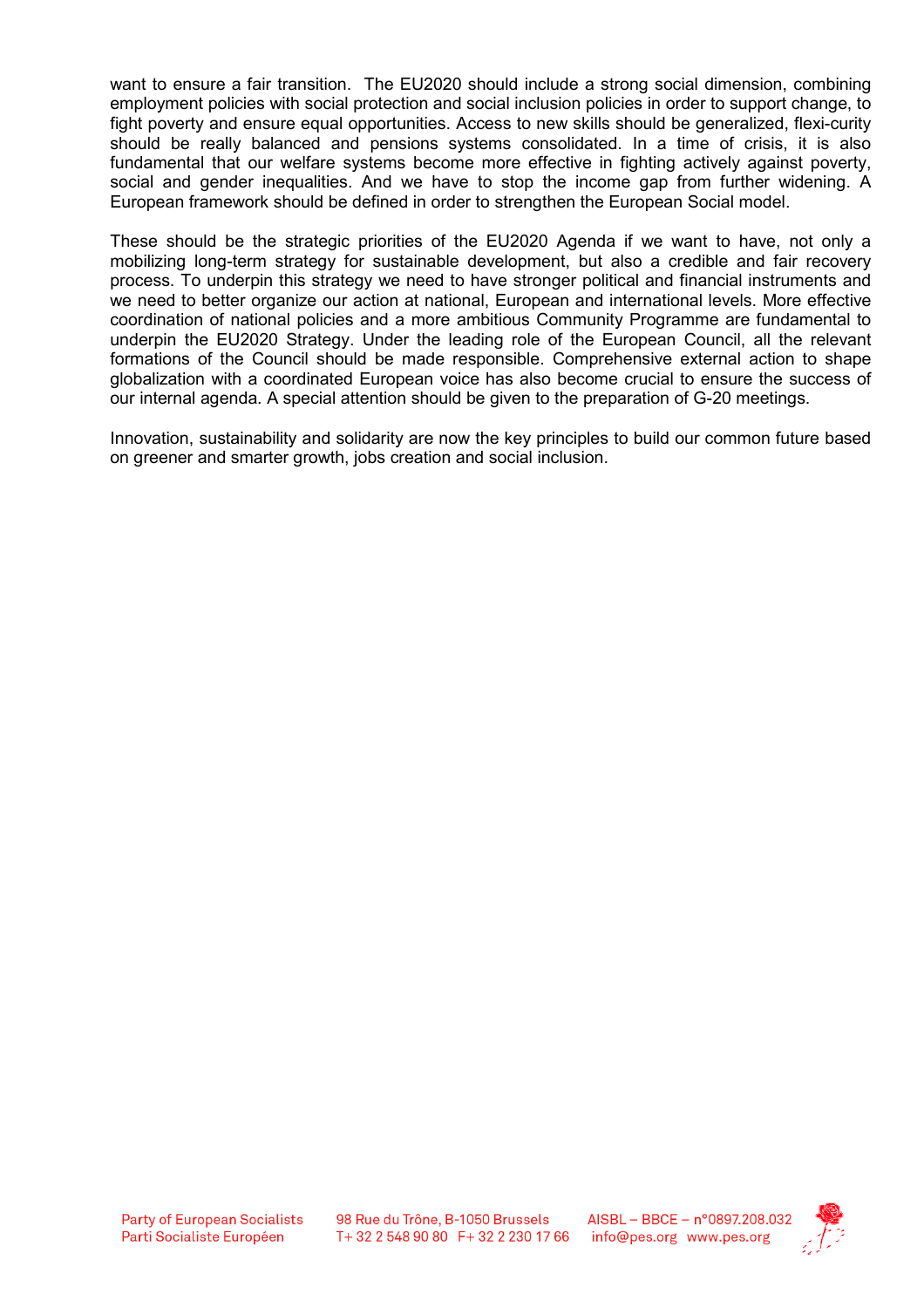want to ensure a fair transition. The EU2020 should include a strong social dimension, combining employment policies with social protection and social inclusion policies in order to support change, to fight poverty and ensure equal opportunities. Access to new skills should be generalized, flexi-curity should be really balanced and pensions systems consolidated. In a time of crisis, it is also fundamental that our welfare systems become more effective in fighting actively against poverty, social and gender inequalities. And we have to stop the income gap from further widening. A European framework should be defined in order to strengthen the European Social model.

These should be the strategic priorities of the EU2020 Agenda if we want to have, not only a mobilizing long-term strategy for sustainable development, but also a credible and fair recovery process. To underpin this strategy we need to have stronger political and financial instruments and we need to better organize our action at national, European and international levels. More effective coordination of national policies and a more ambitious Community Programme are fundamental to underpin the EU2020 Strategy. Under the leading role of the European Council, all the relevant formations of the Council should be made responsible. Comprehensive external action to shape globalization with a coordinated European voice has also become crucial to ensure the success of our internal agenda. A special attention should be given to the preparation of G-20 meetings.

Innovation, sustainability and solidarity are now the key principles to build our common future based on greener and smarter growth, jobs creation and social inclusion.